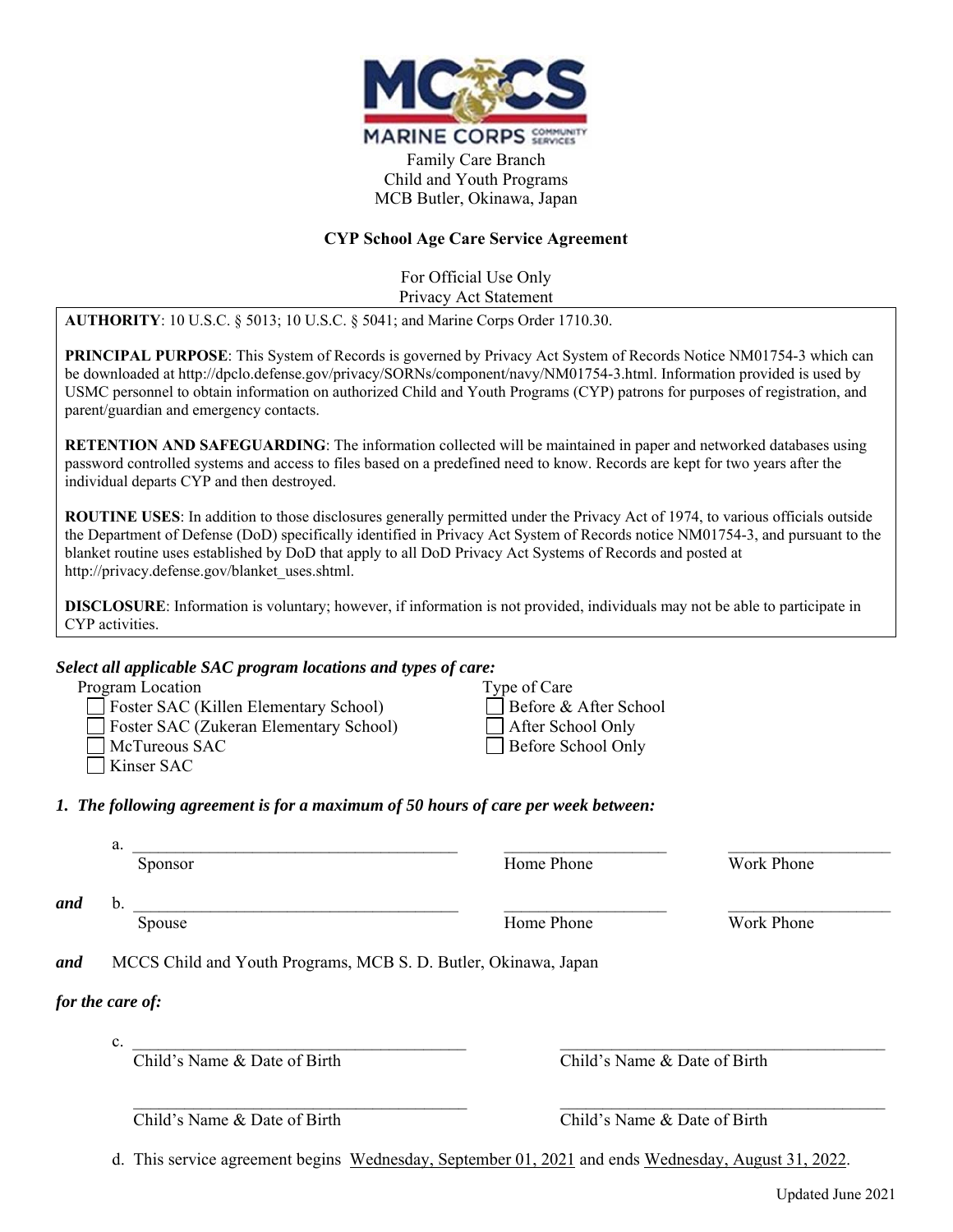Family Care Branch
Child and Youth Programs
MCB Butler, Okinawa, Japan

## CYP School Age Care Service Agreement

For Official Use Only
Privacy Act Statement

**AUTHORITY**: 10 U.S.C. § 5013; 10 U.S.C. § 5041; and Marine Corps Order 1710.30.

**PRINCIPAL PURPOSE**: This System of Records is governed by Privacy Act System of Records Notice NM01754-3 which can be downloaded at http://dpclo.defense.gov/privacy/SORNs/component/navy/NM01754-3.html. Information provided is used by USMC personnel to obtain information on authorized Child and Youth Programs (CYP) patrons for purposes of registration, and parent/guardian and emergency contacts.

**RETENTION AND SAFEGUARDING**: The information collected will be maintained in paper and networked databases using password controlled systems and access to files based on a predefined need to know. Records are kept for two years after the individual departs CYP and then destroyed.

**ROUTINE USES**: In addition to those disclosures generally permitted under the Privacy Act of 1974, to various officials outside the Department of Defense (DoD) specifically identified in Privacy Act System of Records notice NM01754-3, and pursuant to the blanket routine uses established by DoD that apply to all DoD Privacy Act Systems of Records and posted at http://privacy.defense.gov/blanket_uses.shtml.

**DISCLOSURE**: Information is voluntary; however, if information is not provided, individuals may not be able to participate in CYP activities.

***Select all applicable SAC program locations and types of care:***

Program Location
- ☐ Foster SAC (Killen Elementary School)
- ☐ Foster SAC (Zukeran Elementary School)
- ☐ McTureous SAC
- ☐ Kinser SAC

Type of Care
- ☐ Before & After School
- ☐ After School Only
- ☐ Before School Only

***1. The following agreement is for a maximum of 50 hours of care per week between:***

a. ______________________________ ______________ ______________
Sponsor Home Phone Work Phone

***and*** b. ______________________________ ______________ ______________
Spouse Home Phone Work Phone

***and*** MCCS Child and Youth Programs, MCB S. D. Butler, Okinawa, Japan

***for the care of:***

c. ______________________________ ______________________________
Child's Name & Date of Birth Child's Name & Date of Birth

______________________________ ______________________________
Child's Name & Date of Birth Child's Name & Date of Birth

d. This service agreement begins Wednesday, September 01, 2021 and ends Wednesday, August 31, 2022.

Updated June 2021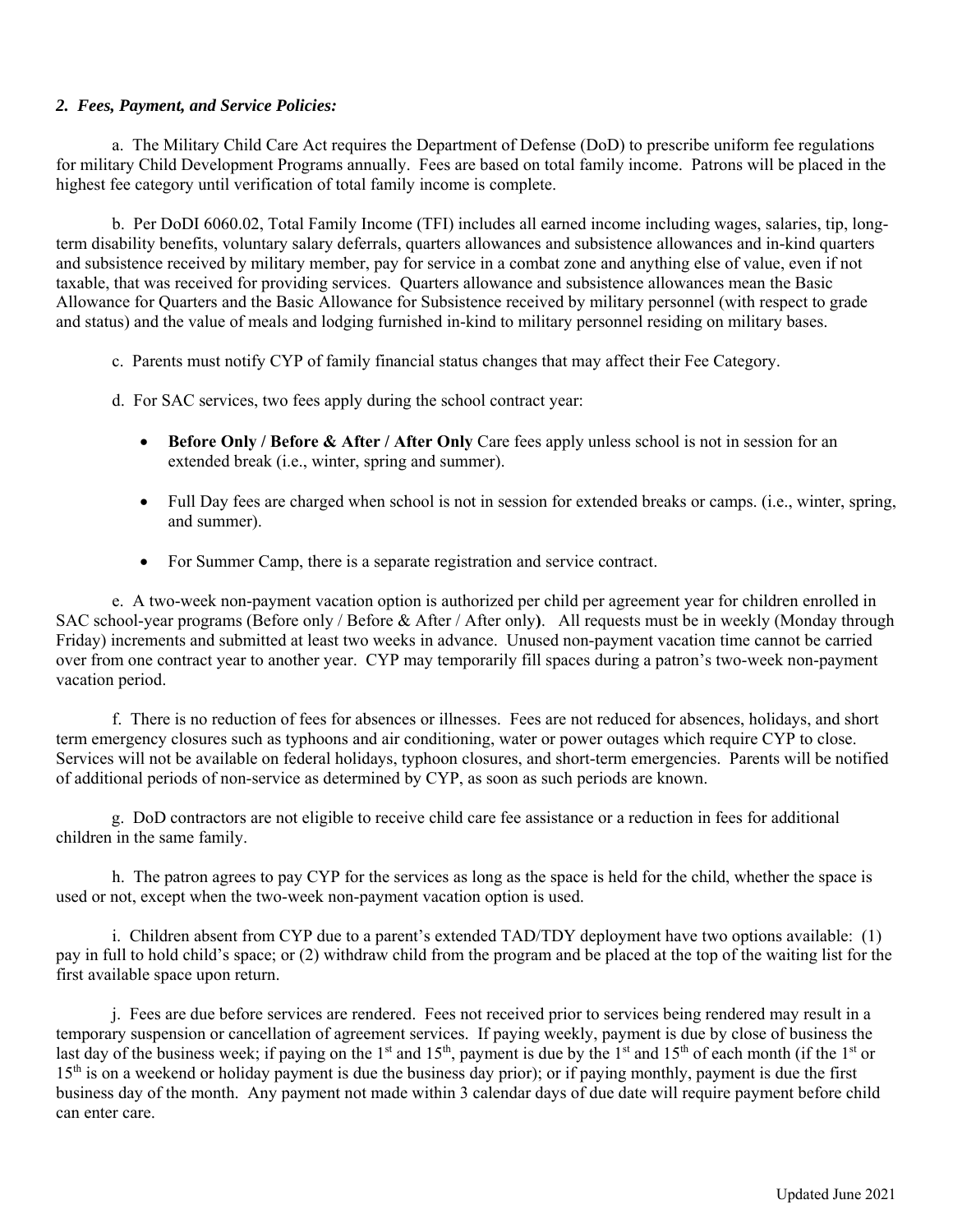*2. Fees, Payment, and Service Policies:*

a. The Military Child Care Act requires the Department of Defense (DoD) to prescribe uniform fee regulations for military Child Development Programs annually. Fees are based on total family income. Patrons will be placed in the highest fee category until verification of total family income is complete.

b. Per DoDI 6060.02, Total Family Income (TFI) includes all earned income including wages, salaries, tip, long-term disability benefits, voluntary salary deferrals, quarters allowances and subsistence allowances and in-kind quarters and subsistence received by military member, pay for service in a combat zone and anything else of value, even if not taxable, that was received for providing services. Quarters allowance and subsistence allowances mean the Basic Allowance for Quarters and the Basic Allowance for Subsistence received by military personnel (with respect to grade and status) and the value of meals and lodging furnished in-kind to military personnel residing on military bases.

c. Parents must notify CYP of family financial status changes that may affect their Fee Category.

d. For SAC services, two fees apply during the school contract year:

- **Before Only / Before & After / After Only** Care fees apply unless school is not in session for an extended break (i.e., winter, spring and summer).
- Full Day fees are charged when school is not in session for extended breaks or camps. (i.e., winter, spring, and summer).
- For Summer Camp, there is a separate registration and service contract.

e. A two-week non-payment vacation option is authorized per child per agreement year for children enrolled in SAC school-year programs (Before only / Before & After / After only**)**. All requests must be in weekly (Monday through Friday) increments and submitted at least two weeks in advance. Unused non-payment vacation time cannot be carried over from one contract year to another year. CYP may temporarily fill spaces during a patron's two-week non-payment vacation period.

f. There is no reduction of fees for absences or illnesses. Fees are not reduced for absences, holidays, and short term emergency closures such as typhoons and air conditioning, water or power outages which require CYP to close. Services will not be available on federal holidays, typhoon closures, and short-term emergencies. Parents will be notified of additional periods of non-service as determined by CYP, as soon as such periods are known.

g. DoD contractors are not eligible to receive child care fee assistance or a reduction in fees for additional children in the same family.

h. The patron agrees to pay CYP for the services as long as the space is held for the child, whether the space is used or not, except when the two-week non-payment vacation option is used.

i. Children absent from CYP due to a parent's extended TAD/TDY deployment have two options available: (1) pay in full to hold child's space; or (2) withdraw child from the program and be placed at the top of the waiting list for the first available space upon return.

j. Fees are due before services are rendered. Fees not received prior to services being rendered may result in a temporary suspension or cancellation of agreement services. If paying weekly, payment is due by close of business the last day of the business week; if paying on the 1st and 15th, payment is due by the 1st and 15th of each month (if the 1st or 15th is on a weekend or holiday payment is due the business day prior); or if paying monthly, payment is due the first business day of the month. Any payment not made within 3 calendar days of due date will require payment before child can enter care.

Updated June 2021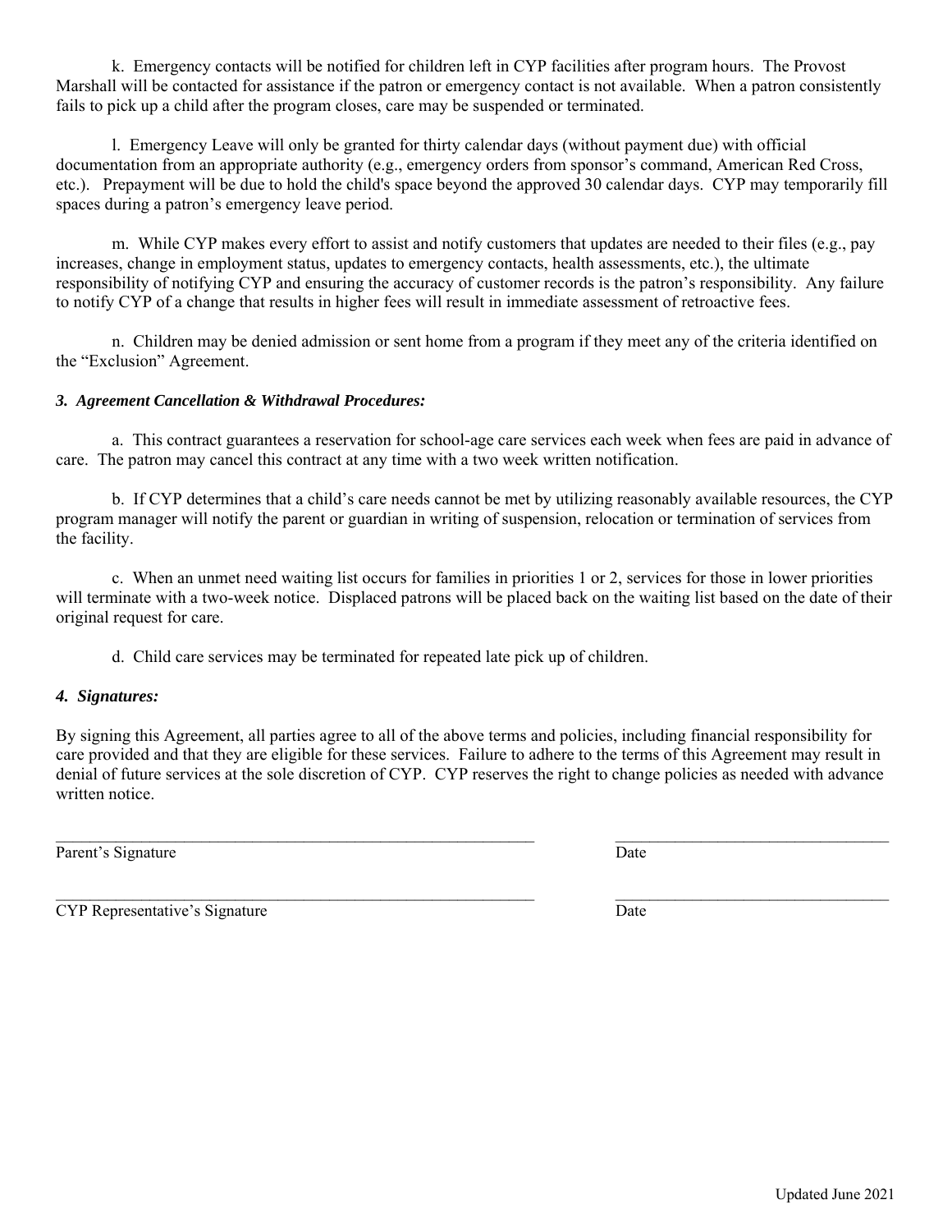k. Emergency contacts will be notified for children left in CYP facilities after program hours. The Provost Marshall will be contacted for assistance if the patron or emergency contact is not available. When a patron consistently fails to pick up a child after the program closes, care may be suspended or terminated.

l. Emergency Leave will only be granted for thirty calendar days (without payment due) with official documentation from an appropriate authority (e.g., emergency orders from sponsor's command, American Red Cross, etc.). Prepayment will be due to hold the child's space beyond the approved 30 calendar days. CYP may temporarily fill spaces during a patron's emergency leave period.

m. While CYP makes every effort to assist and notify customers that updates are needed to their files (e.g., pay increases, change in employment status, updates to emergency contacts, health assessments, etc.), the ultimate responsibility of notifying CYP and ensuring the accuracy of customer records is the patron's responsibility. Any failure to notify CYP of a change that results in higher fees will result in immediate assessment of retroactive fees.

n. Children may be denied admission or sent home from a program if they meet any of the criteria identified on the "Exclusion" Agreement.

### *3. Agreement Cancellation & Withdrawal Procedures:*

a. This contract guarantees a reservation for school-age care services each week when fees are paid in advance of care. The patron may cancel this contract at any time with a two week written notification.

b. If CYP determines that a child's care needs cannot be met by utilizing reasonably available resources, the CYP program manager will notify the parent or guardian in writing of suspension, relocation or termination of services from the facility.

c. When an unmet need waiting list occurs for families in priorities 1 or 2, services for those in lower priorities will terminate with a two-week notice. Displaced patrons will be placed back on the waiting list based on the date of their original request for care.

d. Child care services may be terminated for repeated late pick up of children.

### *4. Signatures:*

By signing this Agreement, all parties agree to all of the above terms and policies, including financial responsibility for care provided and that they are eligible for these services. Failure to adhere to the terms of this Agreement may result in denial of future services at the sole discretion of CYP. CYP reserves the right to change policies as needed with advance written notice.

\_\_\_\_\_\_\_\_\_\_\_\_\_\_\_\_\_\_\_\_\_\_\_\_\_\_\_\_\_\_\_\_\_\_\_\_\_\_\_\_ \_\_\_\_\_\_\_\_\_\_\_\_\_\_\_\_\_\_\_\_\_\_\_\_

Parent's Signature Date

\_\_\_\_\_\_\_\_\_\_\_\_\_\_\_\_\_\_\_\_\_\_\_\_\_\_\_\_\_\_\_\_\_\_\_\_\_\_\_\_ \_\_\_\_\_\_\_\_\_\_\_\_\_\_\_\_\_\_\_\_\_\_\_\_

CYP Representative's Signature Date

Updated June 2021